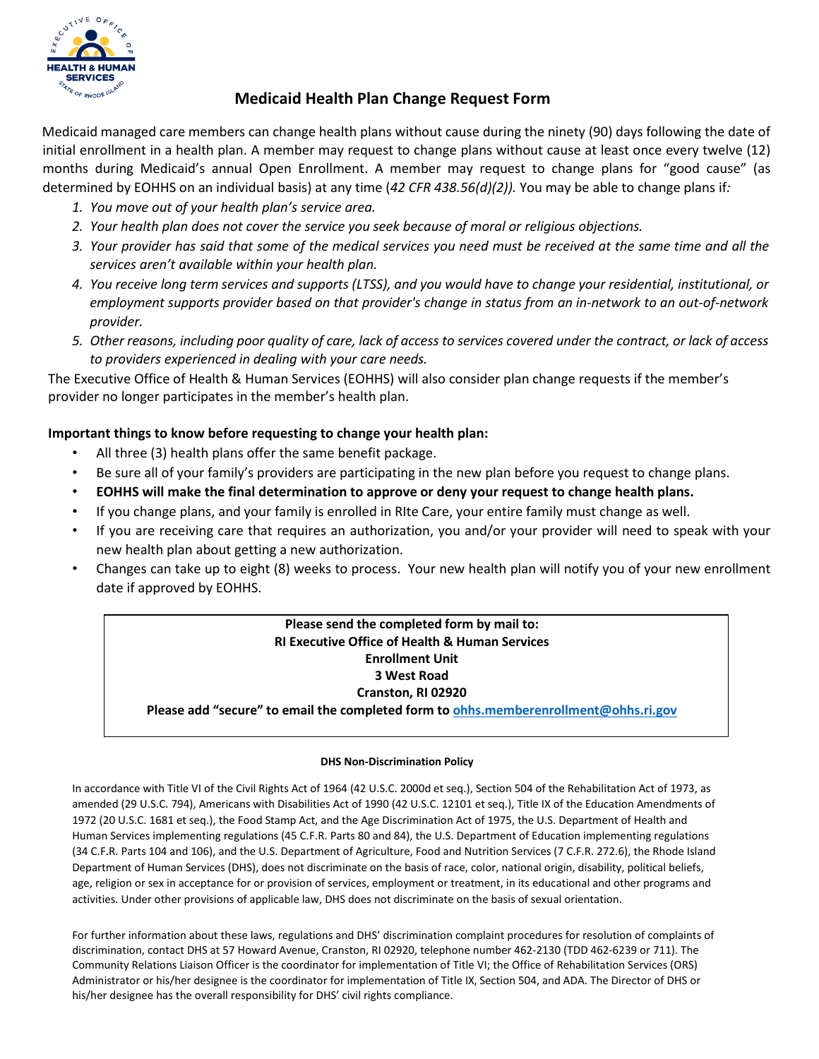# Medicaid Health Plan Change Request Form

Medicaid managed care members can change health plans without cause during the ninety (90) days following the date of initial enrollment in a health plan. A member may request to change plans without cause at least once every twelve (12) months during Medicaid's annual Open Enrollment. A member may request to change plans for "good cause" (as determined by EOHHS on an individual basis) at any time (*42 CFR 438.56(d)(2)).* You may be able to change plans if*:*

1. *You move out of your health plan's service area.*
2. *Your health plan does not cover the service you seek because of moral or religious objections.*
3. *Your provider has said that some of the medical services you need must be received at the same time and all the services aren't available within your health plan.*
4. *You receive long term services and supports (LTSS), and you would have to change your residential, institutional, or employment supports provider based on that provider's change in status from an in-network to an out-of-network provider.*
5. *Other reasons, including poor quality of care, lack of access to services covered under the contract, or lack of access to providers experienced in dealing with your care needs.*

The Executive Office of Health & Human Services (EOHHS) will also consider plan change requests if the member's provider no longer participates in the member's health plan.

**Important things to know before requesting to change your health plan:**

- All three (3) health plans offer the same benefit package.
- Be sure all of your family's providers are participating in the new plan before you request to change plans.
- **EOHHS will make the final determination to approve or deny your request to change health plans.**
- If you change plans, and your family is enrolled in RIte Care, your entire family must change as well.
- If you are receiving care that requires an authorization, you and/or your provider will need to speak with your new health plan about getting a new authorization.
- Changes can take up to eight (8) weeks to process. Your new health plan will notify you of your new enrollment date if approved by EOHHS.

**Please send the completed form by mail to:**
**RI Executive Office of Health & Human Services**
**Enrollment Unit**
**3 West Road**
**Cranston, RI 02920**
**Please add "secure" to email the completed form to ohhs.memberenrollment@ohhs.ri.gov**

**DHS Non-Discrimination Policy**

In accordance with Title VI of the Civil Rights Act of 1964 (42 U.S.C. 2000d et seq.), Section 504 of the Rehabilitation Act of 1973, as amended (29 U.S.C. 794), Americans with Disabilities Act of 1990 (42 U.S.C. 12101 et seq.), Title IX of the Education Amendments of 1972 (20 U.S.C. 1681 et seq.), the Food Stamp Act, and the Age Discrimination Act of 1975, the U.S. Department of Health and Human Services implementing regulations (45 C.F.R. Parts 80 and 84), the U.S. Department of Education implementing regulations (34 C.F.R. Parts 104 and 106), and the U.S. Department of Agriculture, Food and Nutrition Services (7 C.F.R. 272.6), the Rhode Island Department of Human Services (DHS), does not discriminate on the basis of race, color, national origin, disability, political beliefs, age, religion or sex in acceptance for or provision of services, employment or treatment, in its educational and other programs and activities. Under other provisions of applicable law, DHS does not discriminate on the basis of sexual orientation.

For further information about these laws, regulations and DHS' discrimination complaint procedures for resolution of complaints of discrimination, contact DHS at 57 Howard Avenue, Cranston, RI 02920, telephone number 462-2130 (TDD 462-6239 or 711). The Community Relations Liaison Officer is the coordinator for implementation of Title VI; the Office of Rehabilitation Services (ORS) Administrator or his/her designee is the coordinator for implementation of Title IX, Section 504, and ADA. The Director of DHS or his/her designee has the overall responsibility for DHS' civil rights compliance.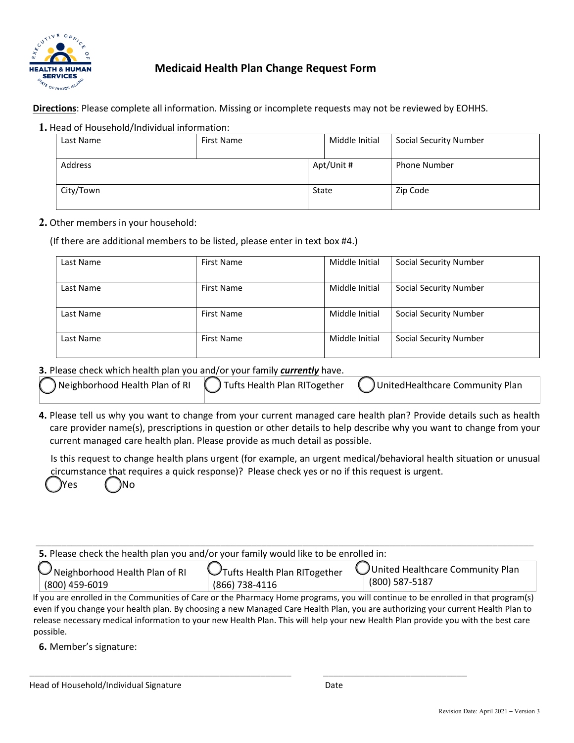# Medicaid Health Plan Change Request Form

**Directions**: Please complete all information. Missing or incomplete requests may not be reviewed by EOHHS.

**1.** Head of Household/Individual information:

| | | | |
|---|---|---|---|
| Last Name | First Name | Middle Initial | Social Security Number |
| Address | | Apt/Unit # | Phone Number |
| City/Town | | State | Zip Code |

**2.** Other members in your household:

(If there are additional members to be listed, please enter in text box #4.)

| | | | |
|---|---|---|---|
| Last Name | First Name | Middle Initial | Social Security Number |
| Last Name | First Name | Middle Initial | Social Security Number |
| Last Name | First Name | Middle Initial | Social Security Number |
| Last Name | First Name | Middle Initial | Social Security Number |

**3.** Please check which health plan you and/or your family ***currently*** have.

| | | |
|---|---|---|
| ◯ Neighborhood Health Plan of RI | ◯ Tufts Health Plan RITogether | ◯ UnitedHealthcare Community Plan |

**4.** Please tell us why you want to change from your current managed care health plan? Provide details such as health care provider name(s), prescriptions in question or other details to help describe why you want to change from your current managed care health plan. Please provide as much detail as possible.

Is this request to change health plans urgent (for example, an urgent medical/behavioral health situation or unusual circumstance that requires a quick response)? Please check yes or no if this request is urgent.

◯ Yes ◯ No

**5.** Please check the health plan you and/or your family would like to be enrolled in:

| | | |
|---|---|---|
| ◯ Neighborhood Health Plan of RI (800) 459-6019 | ◯ Tufts Health Plan RITogether (866) 738-4116 | ◯ United Healthcare Community Plan (800) 587-5187 |

If you are enrolled in the Communities of Care or the Pharmacy Home programs, you will continue to be enrolled in that program(s) even if you change your health plan. By choosing a new Managed Care Health Plan, you are authorizing your current Health Plan to release necessary medical information to your new Health Plan. This will help your new Health Plan provide you with the best care possible.

**6.** Member's signature:

_______________________________________ _______________________

Head of Household/Individual Signature Date

Revision Date: April 2021 – Version 3